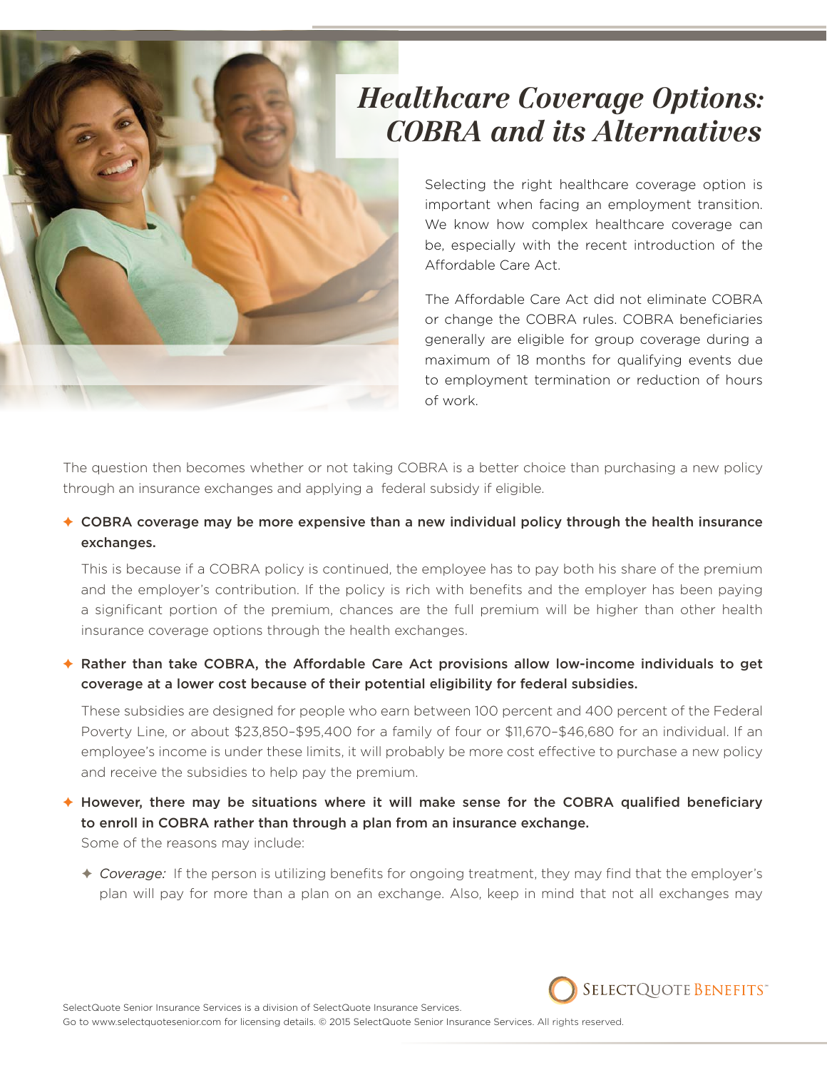# Healthcare Coverage Options: COBRA and its Alternatives

Selecting the right healthcare coverage option is important when facing an employment transition. We know how complex healthcare coverage can be, especially with the recent introduction of the Affordable Care Act.

The Affordable Care Act did not eliminate COBRA or change the COBRA rules. COBRA beneficiaries generally are eligible for group coverage during a maximum of 18 months for qualifying events due to employment termination or reduction of hours of work.

The question then becomes whether or not taking COBRA is a better choice than purchasing a new policy through an insurance exchanges and applying a federal subsidy if eligible.

- **COBRA coverage may be more expensive than a new individual policy through the health insurance exchanges.**

  This is because if a COBRA policy is continued, the employee has to pay both his share of the premium and the employer's contribution. If the policy is rich with benefits and the employer has been paying a significant portion of the premium, chances are the full premium will be higher than other health insurance coverage options through the health exchanges.

- **Rather than take COBRA, the Affordable Care Act provisions allow low-income individuals to get coverage at a lower cost because of their potential eligibility for federal subsidies.**

  These subsidies are designed for people who earn between 100 percent and 400 percent of the Federal Poverty Line, or about $23,850–$95,400 for a family of four or $11,670–$46,680 for an individual. If an employee's income is under these limits, it will probably be more cost effective to purchase a new policy and receive the subsidies to help pay the premium.

- **However, there may be situations where it will make sense for the COBRA qualified beneficiary to enroll in COBRA rather than through a plan from an insurance exchange.**
  Some of the reasons may include:

  - *Coverage:* If the person is utilizing benefits for ongoing treatment, they may find that the employer's plan will pay for more than a plan on an exchange. Also, keep in mind that not all exchanges may

SelectQuote Senior Insurance Services is a division of SelectQuote Insurance Services.
Go to www.selectquotesenior.com for licensing details. © 2015 SelectQuote Senior Insurance Services. All rights reserved.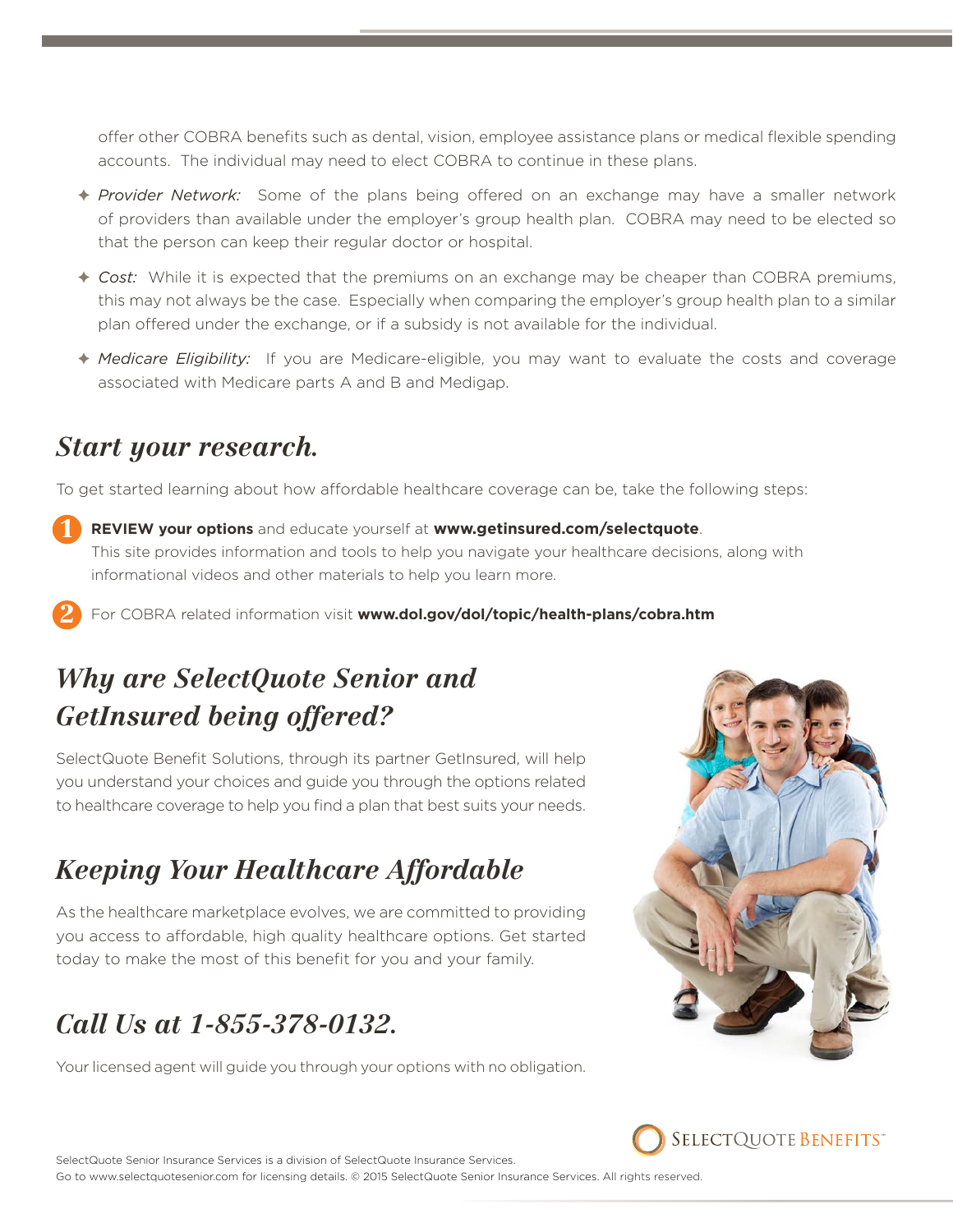offer other COBRA benefits such as dental, vision, employee assistance plans or medical flexible spending accounts. The individual may need to elect COBRA to continue in these plans.

- *Provider Network:* Some of the plans being offered on an exchange may have a smaller network of providers than available under the employer's group health plan. COBRA may need to be elected so that the person can keep their regular doctor or hospital.
- *Cost:* While it is expected that the premiums on an exchange may be cheaper than COBRA premiums, this may not always be the case. Especially when comparing the employer's group health plan to a similar plan offered under the exchange, or if a subsidy is not available for the individual.
- *Medicare Eligibility:* If you are Medicare-eligible, you may want to evaluate the costs and coverage associated with Medicare parts A and B and Medigap.

## *Start your research.*

To get started learning about how affordable healthcare coverage can be, take the following steps:

1. **REVIEW your options** and educate yourself at **www.getinsured.com/selectquote**. This site provides information and tools to help you navigate your healthcare decisions, along with informational videos and other materials to help you learn more.
2. For COBRA related information visit **www.dol.gov/dol/topic/health-plans/cobra.htm**

## *Why are SelectQuote Senior and GetInsured being offered?*

SelectQuote Benefit Solutions, through its partner GetInsured, will help you understand your choices and guide you through the options related to healthcare coverage to help you find a plan that best suits your needs.

## *Keeping Your Healthcare Affordable*

As the healthcare marketplace evolves, we are committed to providing you access to affordable, high quality healthcare options. Get started today to make the most of this benefit for you and your family.

## *Call Us at 1-855-378-0132.*

Your licensed agent will guide you through your options with no obligation.

SelectQuote Benefits™

SelectQuote Senior Insurance Services is a division of SelectQuote Insurance Services.
Go to www.selectquotesenior.com for licensing details. © 2015 SelectQuote Senior Insurance Services. All rights reserved.